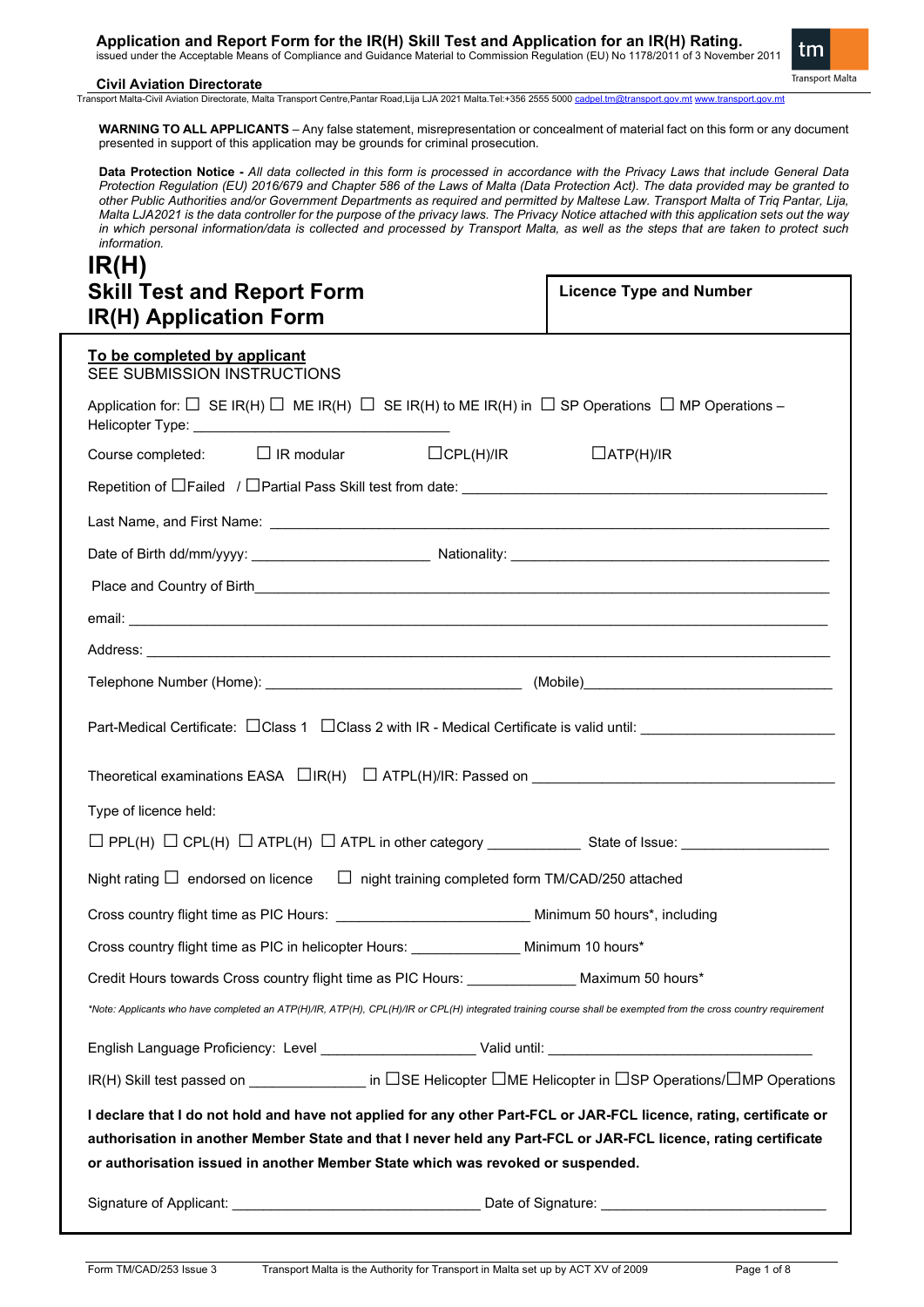# Application and Report Form for the IR(H) Skill Test and Application for an IR(H) Rating.

issued under the Acceptable Means of Compliance and Guidance Material to Commission Regulation (EU) No 1178/2011 of 3 November 2011

**Civil Aviation Directorate**

Transport Malta-Civil Aviation Directorate, Malta Transport Centre,Pantar Road,Lija LJA 2021 Malta.Tel:+356 2555 5000 cadpel.tm@transport.gov.mt www.transport.gov.mt

**WARNING TO ALL APPLICANTS** – Any false statement, misrepresentation or concealment of material fact on this form or any document presented in support of this application may be grounds for criminal prosecution.

**Data Protection Notice** - *All data collected in this form is processed in accordance with the Privacy Laws that include General Data Protection Regulation (EU) 2016/679 and Chapter 586 of the Laws of Malta (Data Protection Act). The data provided may be granted to other Public Authorities and/or Government Departments as required and permitted by Maltese Law. Transport Malta of Triq Pantar, Lija, Malta LJA2021 is the data controller for the purpose of the privacy laws. The Privacy Notice attached with this application sets out the way in which personal information/data is collected and processed by Transport Malta, as well as the steps that are taken to protect such information.*

# IR(H)
# Skill Test and Report Form
# IR(H) Application Form

**Licence Type and Number**

**To be completed by applicant**

SEE SUBMISSION INSTRUCTIONS

Application for: ☐ SE IR(H) ☐ ME IR(H) ☐ SE IR(H) to ME IR(H) in ☐ SP Operations ☐ MP Operations – Helicopter Type: ______________________________

Course completed: ☐ IR modular ☐CPL(H)/IR ☐ATP(H)/IR

Repetition of ☐Failed / ☐Partial Pass Skill test from date: ______________________________

Last Name, and First Name: ______________________________

Date of Birth dd/mm/yyyy: ____________________ Nationality: ______________________________

Place and Country of Birth______________________________

email: ______________________________

Address: ______________________________

Telephone Number (Home): ______________________________ (Mobile)______________________________

Part-Medical Certificate: ☐Class 1 ☐Class 2 with IR - Medical Certificate is valid until: ____________________

Theoretical examinations EASA ☐IR(H) ☐ ATPL(H)/IR: Passed on ______________________________

Type of licence held:

☐ PPL(H) ☐ CPL(H) ☐ ATPL(H) ☐ ATPL in other category __________ State of Issue: ________________

Night rating ☐ endorsed on licence ☐ night training completed form TM/CAD/250 attached

Cross country flight time as PIC Hours: ____________________ Minimum 50 hours*, including

Cross country flight time as PIC in helicopter Hours: ____________ Minimum 10 hours*

Credit Hours towards Cross country flight time as PIC Hours: ____________ Maximum 50 hours*

*\*Note: Applicants who have completed an ATP(H)/IR, ATP(H), CPL(H)/IR or CPL(H) integrated training course shall be exempted from the cross country requirement*

English Language Proficiency: Level ________________ Valid until: ______________________________

IR(H) Skill test passed on ____________ in ☐SE Helicopter ☐ME Helicopter in ☐SP Operations/☐MP Operations

**I declare that I do not hold and have not applied for any other Part-FCL or JAR-FCL licence, rating, certificate or authorisation in another Member State and that I never held any Part-FCL or JAR-FCL licence, rating certificate or authorisation issued in another Member State which was revoked or suspended.**

Signature of Applicant: ____________________________ Date of Signature: ______________________

Form TM/CAD/253 Issue 3 Transport Malta is the Authority for Transport in Malta set up by ACT XV of 2009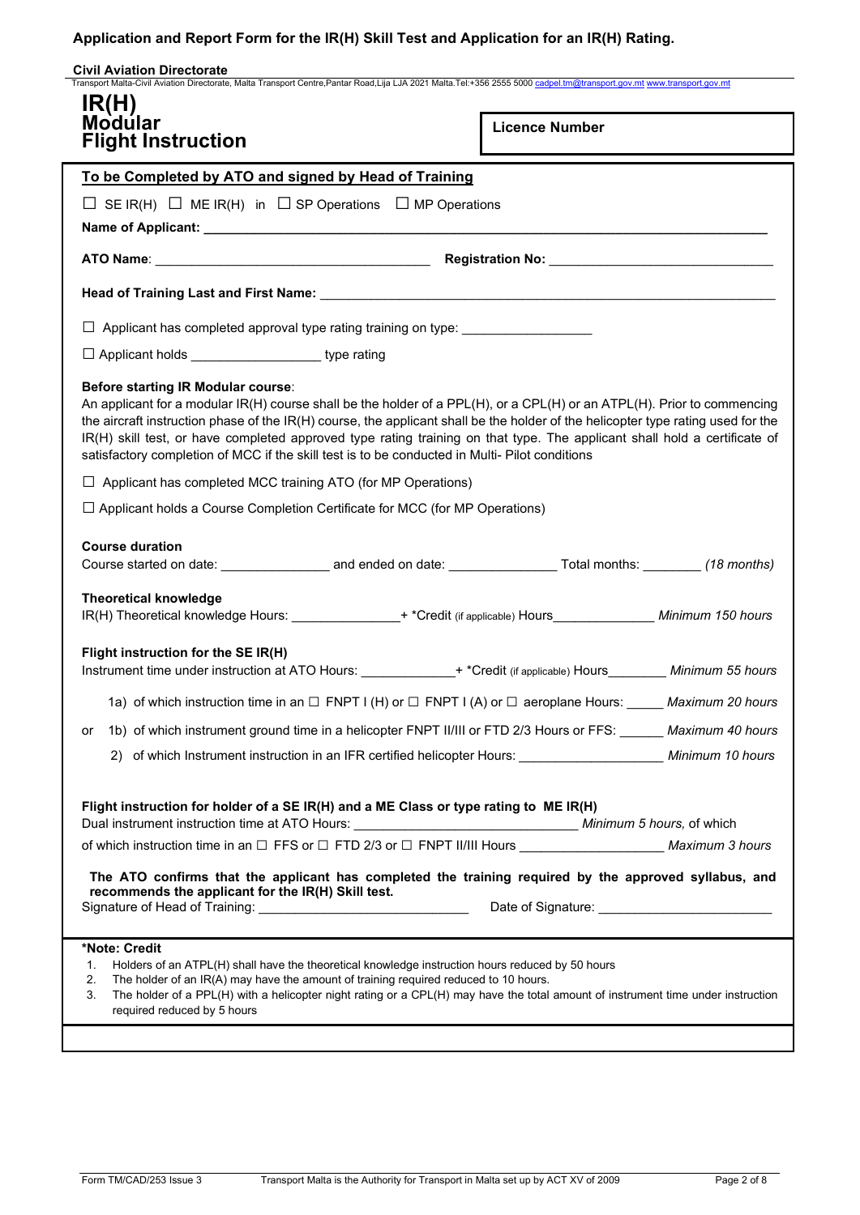**Application and Report Form for the IR(H) Skill Test and Application for an IR(H) Rating.**

**Civil Aviation Directorate**

Transport Malta-Civil Aviation Directorate, Malta Transport Centre,Pantar Road,Lija LJA 2021 Malta.Tel:+356 2555 5000 cadpel.tm@transport.gov.mt www.transport.gov.mt

# IR(H) Modular Flight Instruction

**Licence Number**

## To be Completed by ATO and signed by Head of Training

☐ SE IR(H) ☐ ME IR(H) in ☐ SP Operations ☐ MP Operations

**Name of Applicant:** ______________________________

**ATO Name**: ______________________ **Registration No:** ______________________

**Head of Training Last and First Name:** ______________________________

☐ Applicant has completed approval type rating training on type: _______________

☐ Applicant holds _______________ type rating

**Before starting IR Modular course**:

An applicant for a modular IR(H) course shall be the holder of a PPL(H), or a CPL(H) or an ATPL(H). Prior to commencing the aircraft instruction phase of the IR(H) course, the applicant shall be the holder of the helicopter type rating used for the IR(H) skill test, or have completed approved type rating training on that type. The applicant shall hold a certificate of satisfactory completion of MCC if the skill test is to be conducted in Multi- Pilot conditions

☐ Applicant has completed MCC training ATO (for MP Operations)

☐ Applicant holds a Course Completion Certificate for MCC (for MP Operations)

**Course duration**

Course started on date: _____________ and ended on date: _____________ Total months: _______ *(18 months)*

**Theoretical knowledge**

IR(H) Theoretical knowledge Hours: _____________+ *Credit (if applicable) Hours_____________ *Minimum 150 hours*

**Flight instruction for the SE IR(H)**

Instrument time under instruction at ATO Hours: ____________+ *Credit (if applicable) Hours________ *Minimum 55 hours*

1a) of which instruction time in an ☐ FNPT I (H) or ☐ FNPT I (A) or ☐ aeroplane Hours: _____ *Maximum 20 hours*

or 1b) of which instrument ground time in a helicopter FNPT II/III or FTD 2/3 Hours or FFS: ______ *Maximum 40 hours*

2) of which Instrument instruction in an IFR certified helicopter Hours: ________________ *Minimum 10 hours*

**Flight instruction for holder of a SE IR(H) and a ME Class or type rating to ME IR(H)**

Dual instrument instruction time at ATO Hours: ______________________ *Minimum 5 hours,* of which

of which instruction time in an ☐ FFS or ☐ FTD 2/3 or ☐ FNPT II/III Hours ________________ *Maximum 3 hours*

**The ATO confirms that the applicant has completed the training required by the approved syllabus, and recommends the applicant for the IR(H) Skill test.**

Signature of Head of Training: ______________________ Date of Signature: ______________________

**\*Note: Credit**

1. Holders of an ATPL(H) shall have the theoretical knowledge instruction hours reduced by 50 hours
2. The holder of an IR(A) may have the amount of training required reduced to 10 hours.
3. The holder of a PPL(H) with a helicopter night rating or a CPL(H) may have the total amount of instrument time under instruction required reduced by 5 hours

Form TM/CAD/253 Issue 3 Transport Malta is the Authority for Transport in Malta set up by ACT XV of 2009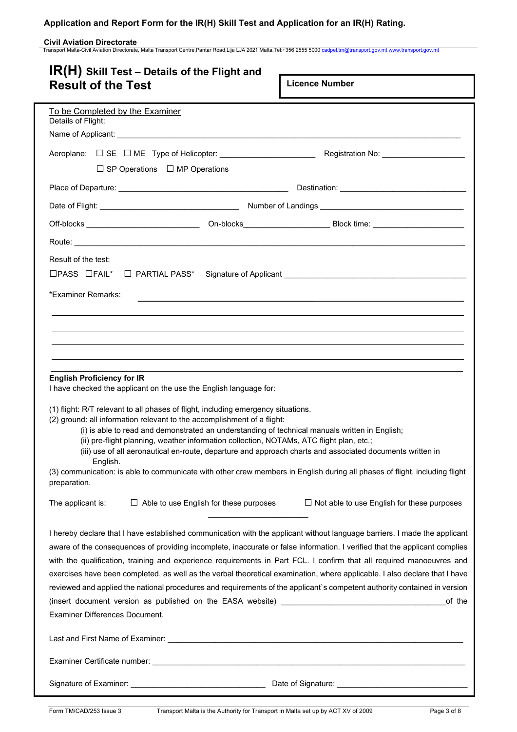**Application and Report Form for the IR(H) Skill Test and Application for an IR(H) Rating.**

**Civil Aviation Directorate**

Transport Malta-Civil Aviation Directorate, Malta Transport Centre,Pantar Road,Lija LJA 2021 Malta.Tel:+356 2555 5000 cadpel.tm@transport.gov.mt www.transport.gov.mt

# IR(H) Skill Test – Details of the Flight and Result of the Test

**Licence Number**

To be Completed by the Examiner

Details of Flight:

Name of Applicant: ______________________________

Aeroplane: ☐ SE ☐ ME Type of Helicopter: ____________ Registration No: ____________

☐ SP Operations ☐ MP Operations

Place of Departure: ____________ Destination: ____________

Date of Flight: ____________ Number of Landings ____________

Off-blocks ____________ On-blocks____________ Block time: ____________

Route: ______________________________

Result of the test:

☐PASS ☐FAIL* ☐ PARTIAL PASS* Signature of Applicant ____________

*Examiner Remarks: ______________________________

**English Proficiency for IR**

I have checked the applicant on the use the English language for:

(1) flight: R/T relevant to all phases of flight, including emergency situations.

(2) ground: all information relevant to the accomplishment of a flight:

(i) is able to read and demonstrated an understanding of technical manuals written in English;

(ii) pre-flight planning, weather information collection, NOTAMs, ATC flight plan, etc.;

(iii) use of all aeronautical en-route, departure and approach charts and associated documents written in English.

(3) communication: is able to communicate with other crew members in English during all phases of flight, including flight preparation.

The applicant is: ☐ Able to use English for these purposes ☐ Not able to use English for these purposes

I hereby declare that I have established communication with the applicant without language barriers. I made the applicant aware of the consequences of providing incomplete, inaccurate or false information. I verified that the applicant complies with the qualification, training and experience requirements in Part FCL. I confirm that all required manoeuvres and exercises have been completed, as well as the verbal theoretical examination, where applicable. I also declare that I have reviewed and applied the national procedures and requirements of the applicant`s competent authority contained in version (insert document version as published on the EASA website) ____________ of the Examiner Differences Document.

Last and First Name of Examiner: ______________________________

Examiner Certificate number: ______________________________

Signature of Examiner: ____________ Date of Signature: ____________

Form TM/CAD/253 Issue 3 Transport Malta is the Authority for Transport in Malta set up by ACT XV of 2009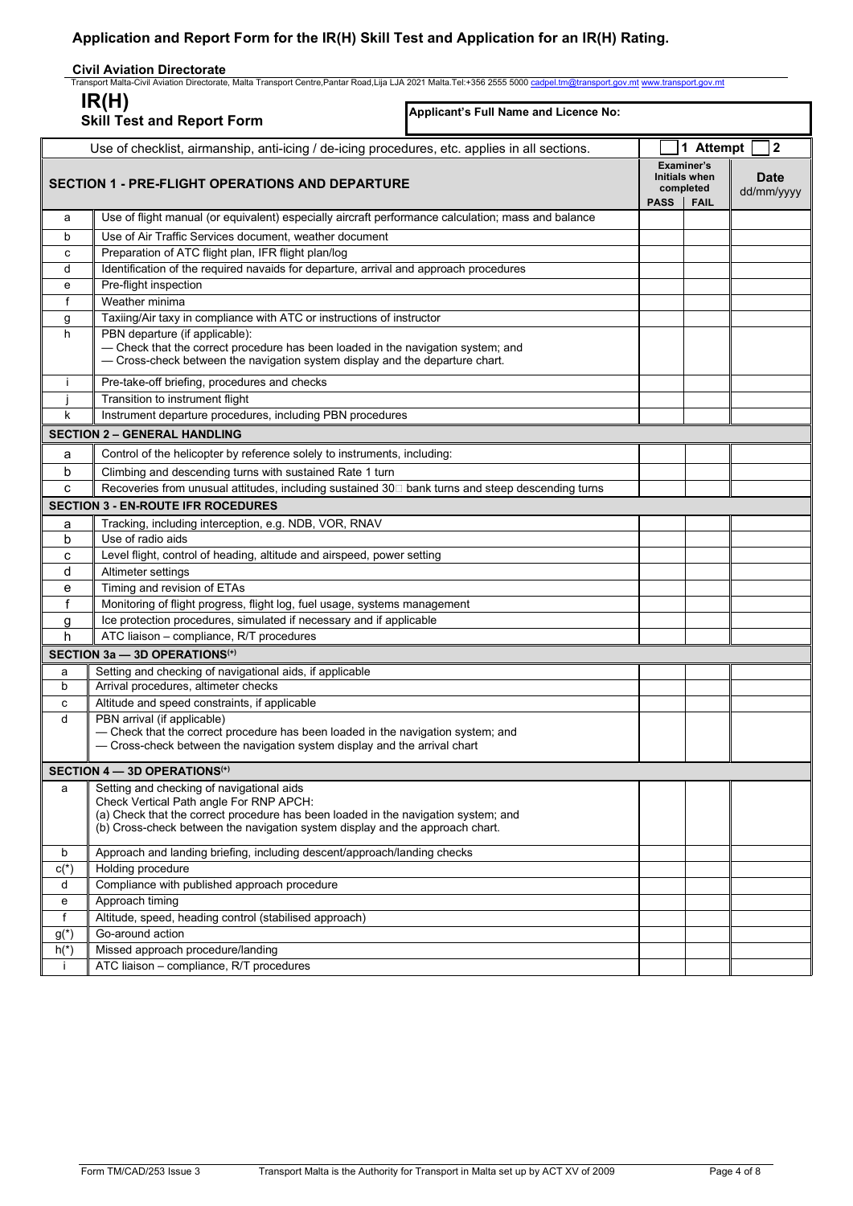# Application and Report Form for the IR(H) Skill Test and Application for an IR(H) Rating.

**Civil Aviation Directorate**

Transport Malta-Civil Aviation Directorate, Malta Transport Centre,Pantar Road,Lija LJA 2021 Malta.Tel:+356 2555 5000 cadpel.tm@transport.gov.mt www.transport.gov.mt

## IR(H) Skill Test and Report Form

**Applicant's Full Name and Licence No:**

| Use of checklist, airmanship, anti-icing / de-icing procedures, etc. applies in all sections. | | ☐ 1 Attempt ☐ 2 | | |
|---|---|---|---|---|
| **SECTION 1 - PRE-FLIGHT OPERATIONS AND DEPARTURE** | | **Examiner's Initials when completed** | | **Date** dd/mm/yyyy |
| | | **PASS** | **FAIL** | |
| a | Use of flight manual (or equivalent) especially aircraft performance calculation; mass and balance | | | |
| b | Use of Air Traffic Services document, weather document | | | |
| c | Preparation of ATC flight plan, IFR flight plan/log | | | |
| d | Identification of the required navaids for departure, arrival and approach procedures | | | |
| e | Pre-flight inspection | | | |
| f | Weather minima | | | |
| g | Taxiing/Air taxy in compliance with ATC or instructions of instructor | | | |
| h | PBN departure (if applicable):<br>— Check that the correct procedure has been loaded in the navigation system; and<br>— Cross-check between the navigation system display and the departure chart. | | | |
| i | Pre-take-off briefing, procedures and checks | | | |
| j | Transition to instrument flight | | | |
| k | Instrument departure procedures, including PBN procedures | | | |
| **SECTION 2 – GENERAL HANDLING** | | | | |
| a | Control of the helicopter by reference solely to instruments, including: | | | |
| b | Climbing and descending turns with sustained Rate 1 turn | | | |
| c | Recoveries from unusual attitudes, including sustained 30° bank turns and steep descending turns | | | |
| **SECTION 3 - EN-ROUTE IFR ROCEDURES** | | | | |
| a | Tracking, including interception, e.g. NDB, VOR, RNAV | | | |
| b | Use of radio aids | | | |
| c | Level flight, control of heading, altitude and airspeed, power setting | | | |
| d | Altimeter settings | | | |
| e | Timing and revision of ETAs | | | |
| f | Monitoring of flight progress, flight log, fuel usage, systems management | | | |
| g | Ice protection procedures, simulated if necessary and if applicable | | | |
| h | ATC liaison – compliance, R/T procedures | | | |
| **SECTION 3a — 3D OPERATIONS(+)** | | | | |
| a | Setting and checking of navigational aids, if applicable | | | |
| b | Arrival procedures, altimeter checks | | | |
| c | Altitude and speed constraints, if applicable | | | |
| d | PBN arrival (if applicable)<br>— Check that the correct procedure has been loaded in the navigation system; and<br>— Cross-check between the navigation system display and the arrival chart | | | |
| **SECTION 4 — 3D OPERATIONS(+)** | | | | |
| a | Setting and checking of navigational aids<br>Check Vertical Path angle For RNP APCH:<br>(a) Check that the correct procedure has been loaded in the navigation system; and<br>(b) Cross-check between the navigation system display and the approach chart. | | | |
| b | Approach and landing briefing, including descent/approach/landing checks | | | |
| c(*) | Holding procedure | | | |
| d | Compliance with published approach procedure | | | |
| e | Approach timing | | | |
| f | Altitude, speed, heading control (stabilised approach) | | | |
| g(*) | Go-around action | | | |
| h(*) | Missed approach procedure/landing | | | |
| i | ATC liaison – compliance, R/T procedures | | | |

Form TM/CAD/253 Issue 3 — Transport Malta is the Authority for Transport in Malta set up by ACT XV of 2009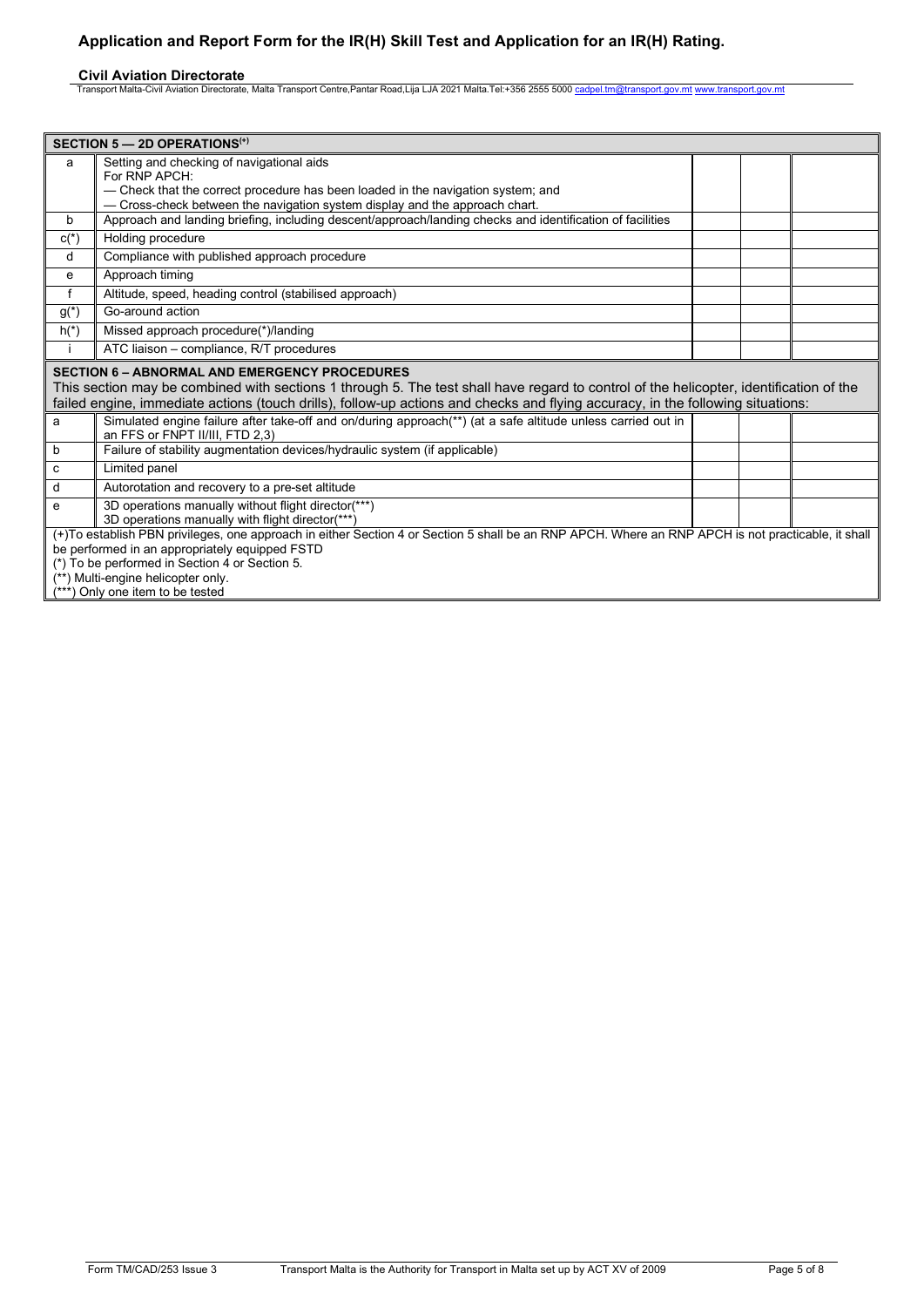# Application and Report Form for the IR(H) Skill Test and Application for an IR(H) Rating.

**Civil Aviation Directorate**

Transport Malta-Civil Aviation Directorate, Malta Transport Centre,Pantar Road,Lija LJA 2021 Malta.Tel:+356 2555 5000 cadpel.tm@transport.gov.mt www.transport.gov.mt

| SECTION 5 — 2D OPERATIONS(+) | | | | |
|---|---|---|---|---|
| a | Setting and checking of navigational aids<br>For RNP APCH:<br>— Check that the correct procedure has been loaded in the navigation system; and<br>— Cross-check between the navigation system display and the approach chart. | | | |
| b | Approach and landing briefing, including descent/approach/landing checks and identification of facilities | | | |
| c(*) | Holding procedure | | | |
| d | Compliance with published approach procedure | | | |
| e | Approach timing | | | |
| f | Altitude, speed, heading control (stabilised approach) | | | |
| g(*) | Go-around action | | | |
| h(*) | Missed approach procedure(*)/landing | | | |
| i | ATC liaison – compliance, R/T procedures | | | |

**SECTION 6 – ABNORMAL AND EMERGENCY PROCEDURES**

This section may be combined with sections 1 through 5. The test shall have regard to control of the helicopter, identification of the failed engine, immediate actions (touch drills), follow-up actions and checks and flying accuracy, in the following situations:

| | | | | |
|---|---|---|---|---|
| a | Simulated engine failure after take-off and on/during approach(**) (at a safe altitude unless carried out in an FFS or FNPT II/III, FTD 2,3) | | | |
| b | Failure of stability augmentation devices/hydraulic system (if applicable) | | | |
| c | Limited panel | | | |
| d | Autorotation and recovery to a pre-set altitude | | | |
| e | 3D operations manually without flight director(***)<br>3D operations manually with flight director(***) | | | |

(+)To establish PBN privileges, one approach in either Section 4 or Section 5 shall be an RNP APCH. Where an RNP APCH is not practicable, it shall be performed in an appropriately equipped FSTD

(*) To be performed in Section 4 or Section 5.

(**) Multi-engine helicopter only.

(***) Only one item to be tested

Form TM/CAD/253 Issue 3 — Transport Malta is the Authority for Transport in Malta set up by ACT XV of 2009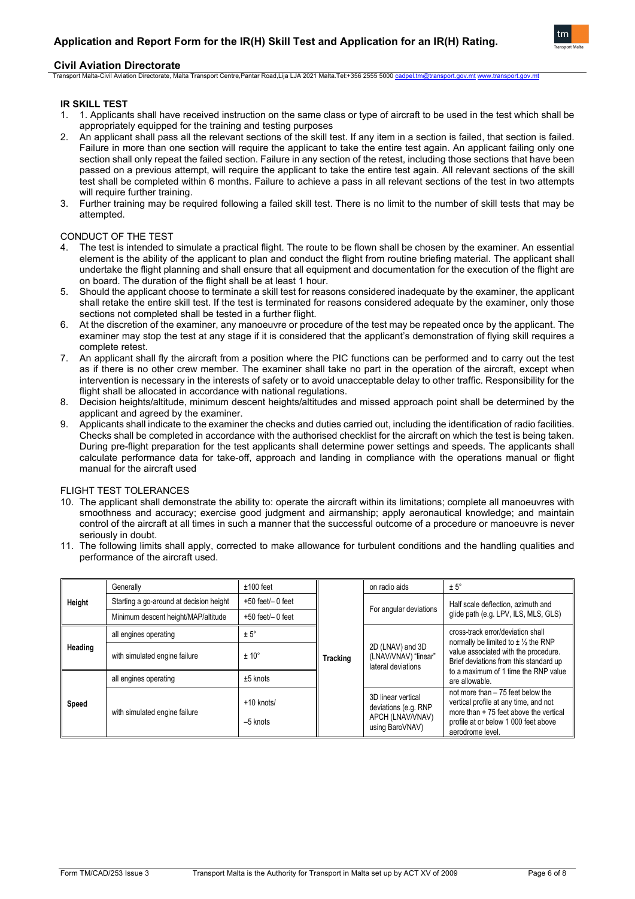## Application and Report Form for the IR(H) Skill Test and Application for an IR(H) Rating.

### Civil Aviation Directorate

Transport Malta-Civil Aviation Directorate, Malta Transport Centre,Pantar Road,Lija LJA 2021 Malta.Tel:+356 2555 5000 cadpel.tm@transport.gov.mt www.transport.gov.mt

**IR SKILL TEST**

1. 1. Applicants shall have received instruction on the same class or type of aircraft to be used in the test which shall be appropriately equipped for the training and testing purposes
2. An applicant shall pass all the relevant sections of the skill test. If any item in a section is failed, that section is failed. Failure in more than one section will require the applicant to take the entire test again. An applicant failing only one section shall only repeat the failed section. Failure in any section of the retest, including those sections that have been passed on a previous attempt, will require the applicant to take the entire test again. All relevant sections of the skill test shall be completed within 6 months. Failure to achieve a pass in all relevant sections of the test in two attempts will require further training.
3. Further training may be required following a failed skill test. There is no limit to the number of skill tests that may be attempted.

CONDUCT OF THE TEST

4. The test is intended to simulate a practical flight. The route to be flown shall be chosen by the examiner. An essential element is the ability of the applicant to plan and conduct the flight from routine briefing material. The applicant shall undertake the flight planning and shall ensure that all equipment and documentation for the execution of the flight are on board. The duration of the flight shall be at least 1 hour.
5. Should the applicant choose to terminate a skill test for reasons considered inadequate by the examiner, the applicant shall retake the entire skill test. If the test is terminated for reasons considered adequate by the examiner, only those sections not completed shall be tested in a further flight.
6. At the discretion of the examiner, any manoeuvre or procedure of the test may be repeated once by the applicant. The examiner may stop the test at any stage if it is considered that the applicant's demonstration of flying skill requires a complete retest.
7. An applicant shall fly the aircraft from a position where the PIC functions can be performed and to carry out the test as if there is no other crew member. The examiner shall take no part in the operation of the aircraft, except when intervention is necessary in the interests of safety or to avoid unacceptable delay to other traffic. Responsibility for the flight shall be allocated in accordance with national regulations.
8. Decision heights/altitude, minimum descent heights/altitudes and missed approach point shall be determined by the applicant and agreed by the examiner.
9. Applicants shall indicate to the examiner the checks and duties carried out, including the identification of radio facilities. Checks shall be completed in accordance with the authorised checklist for the aircraft on which the test is being taken. During pre-flight preparation for the test applicants shall determine power settings and speeds. The applicants shall calculate performance data for take-off, approach and landing in compliance with the operations manual or flight manual for the aircraft used

FLIGHT TEST TOLERANCES

10. The applicant shall demonstrate the ability to: operate the aircraft within its limitations; complete all manoeuvres with smoothness and accuracy; exercise good judgment and airmanship; apply aeronautical knowledge; and maintain control of the aircraft at all times in such a manner that the successful outcome of a procedure or manoeuvre is never seriously in doubt.
11. The following limits shall apply, corrected to make allowance for turbulent conditions and the handling qualities and performance of the aircraft used.

| | | |
|---|---|---|
| **Height** | Generally | ±100 feet |
| | Starting a go-around at decision height | +50 feet/– 0 feet |
| | Minimum descent height/MAP/altitude | +50 feet/– 0 feet |
| **Heading** | all engines operating | ± 5° |
| | with simulated engine failure | ± 10° |
| **Speed** | all engines operating | ±5 knots |
| | with simulated engine failure | +10 knots/ –5 knots |

| | | |
|---|---|---|
| **Tracking** | on radio aids | ± 5° |
| | For angular deviations | Half scale deflection, azimuth and glide path (e.g. LPV, ILS, MLS, GLS) |
| | 2D (LNAV) and 3D (LNAV/VNAV) "linear" lateral deviations | cross-track error/deviation shall normally be limited to ± ½ the RNP value associated with the procedure. Brief deviations from this standard up to a maximum of 1 time the RNP value are allowable. |
| | 3D linear vertical deviations (e.g. RNP APCH (LNAV/VNAV) using BaroVNAV) | not more than – 75 feet below the vertical profile at any time, and not more than + 75 feet above the vertical profile at or below 1 000 feet above aerodrome level. |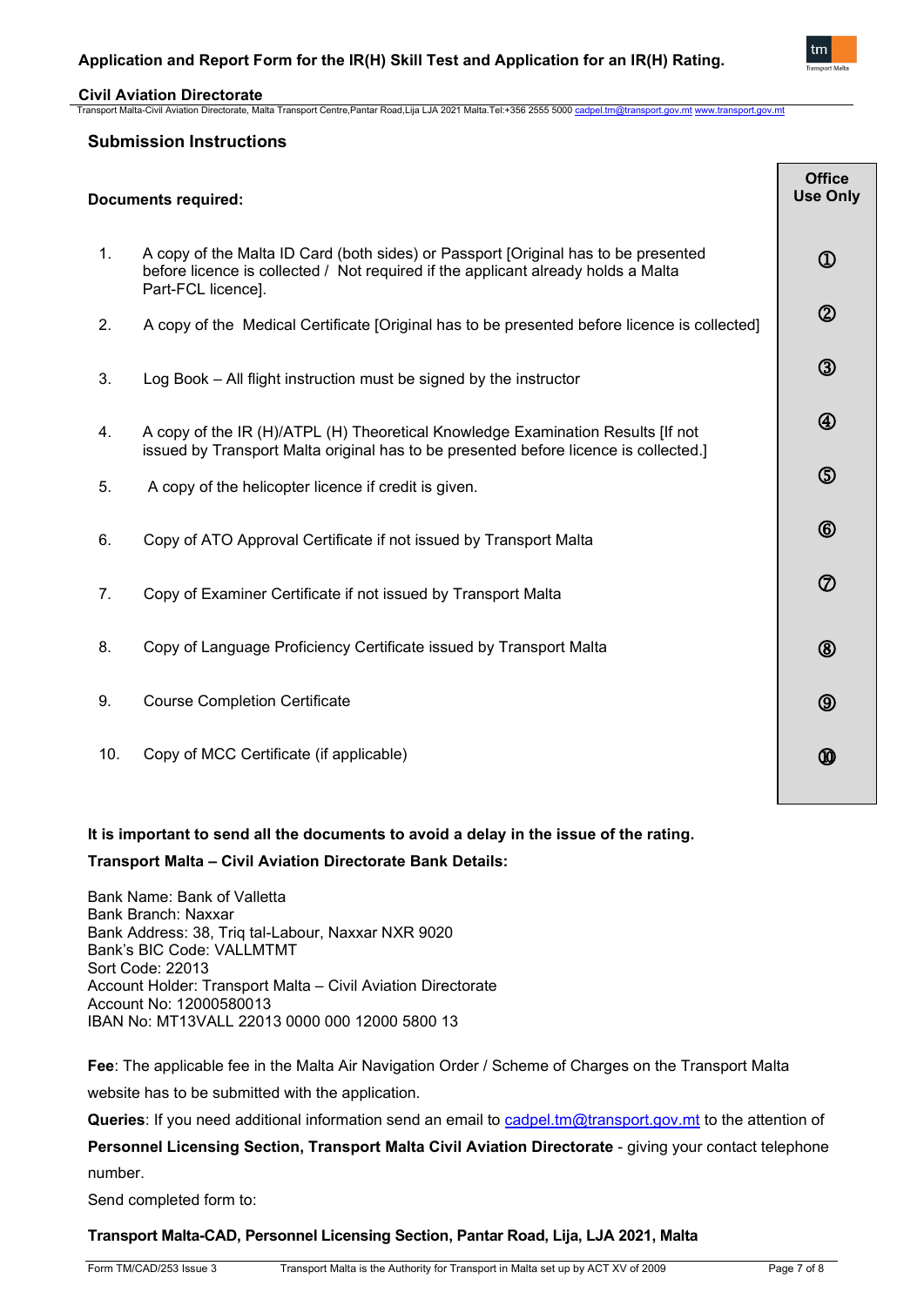## Submission Instructions

| Documents required: | Office Use Only |
|---|---|
| 1. A copy of the Malta ID Card (both sides) or Passport [Original has to be presented before licence is collected / Not required if the applicant already holds a Malta Part-FCL licence]. | ① |
| 2. A copy of the Medical Certificate [Original has to be presented before licence is collected] | ② |
| 3. Log Book – All flight instruction must be signed by the instructor | ③ |
| 4. A copy of the IR (H)/ATPL (H) Theoretical Knowledge Examination Results [If not issued by Transport Malta original has to be presented before licence is collected.] | ④ |
| 5. A copy of the helicopter licence if credit is given. | ⑤ |
| 6. Copy of ATO Approval Certificate if not issued by Transport Malta | ⑥ |
| 7. Copy of Examiner Certificate if not issued by Transport Malta | ⑦ |
| 8. Copy of Language Proficiency Certificate issued by Transport Malta | ⑧ |
| 9. Course Completion Certificate | ⑨ |
| 10. Copy of MCC Certificate (if applicable) | ⑩ |

**It is important to send all the documents to avoid a delay in the issue of the rating.**

**Transport Malta – Civil Aviation Directorate Bank Details:**

Bank Name: Bank of Valletta  
Bank Branch: Naxxar  
Bank Address: 38, Triq tal-Labour, Naxxar NXR 9020  
Bank's BIC Code: VALLMTMT  
Sort Code: 22013  
Account Holder: Transport Malta – Civil Aviation Directorate  
Account No: 12000580013  
IBAN No: MT13VALL 22013 0000 000 12000 5800 13

**Fee**: The applicable fee in the Malta Air Navigation Order / Scheme of Charges on the Transport Malta website has to be submitted with the application.

**Queries**: If you need additional information send an email to cadpel.tm@transport.gov.mt to the attention of **Personnel Licensing Section, Transport Malta Civil Aviation Directorate** - giving your contact telephone number.

Send completed form to:

**Transport Malta-CAD, Personnel Licensing Section, Pantar Road, Lija, LJA 2021, Malta**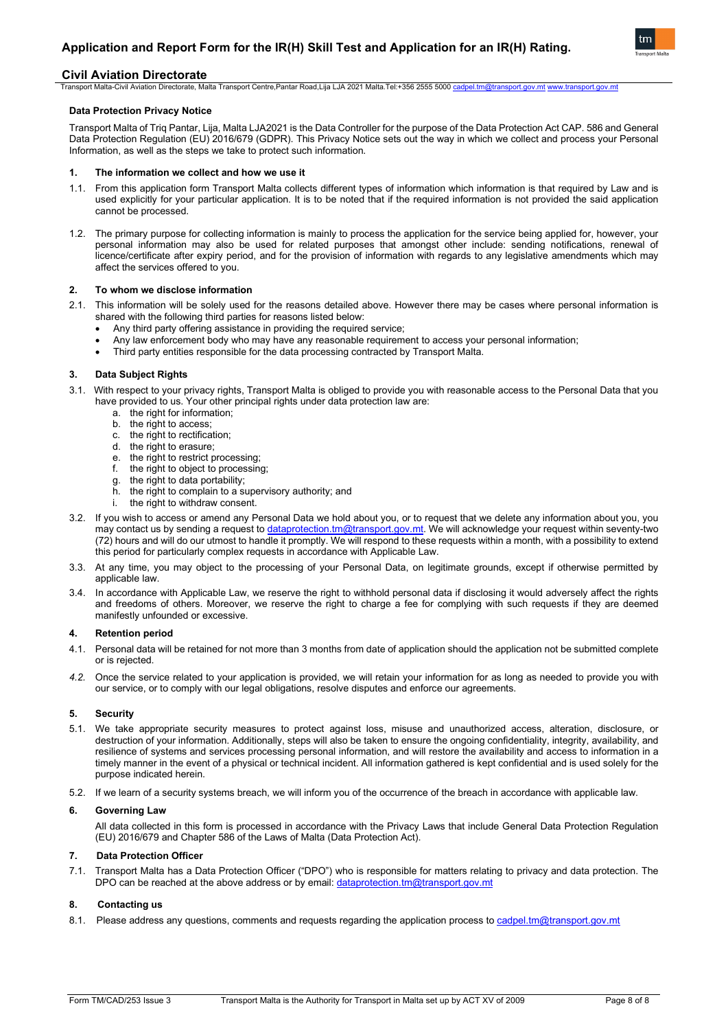## Data Protection Privacy Notice

Transport Malta of Triq Pantar, Lija, Malta LJA2021 is the Data Controller for the purpose of the Data Protection Act CAP. 586 and General Data Protection Regulation (EU) 2016/679 (GDPR). This Privacy Notice sets out the way in which we collect and process your Personal Information, as well as the steps we take to protect such information.

### 1. The information we collect and how we use it

1.1. From this application form Transport Malta collects different types of information which information is that required by Law and is used explicitly for your particular application. It is to be noted that if the required information is not provided the said application cannot be processed.

1.2. The primary purpose for collecting information is mainly to process the application for the service being applied for, however, your personal information may also be used for related purposes that amongst other include: sending notifications, renewal of licence/certificate after expiry period, and for the provision of information with regards to any legislative amendments which may affect the services offered to you.

### 2. To whom we disclose information

2.1. This information will be solely used for the reasons detailed above. However there may be cases where personal information is shared with the following third parties for reasons listed below:

- Any third party offering assistance in providing the required service;
- Any law enforcement body who may have any reasonable requirement to access your personal information;
- Third party entities responsible for the data processing contracted by Transport Malta.

### 3. Data Subject Rights

3.1. With respect to your privacy rights, Transport Malta is obliged to provide you with reasonable access to the Personal Data that you have provided to us. Your other principal rights under data protection law are:

a. the right for information;
b. the right to access;
c. the right to rectification;
d. the right to erasure;
e. the right to restrict processing;
f. the right to object to processing;
g. the right to data portability;
h. the right to complain to a supervisory authority; and
i. the right to withdraw consent.

3.2. If you wish to access or amend any Personal Data we hold about you, or to request that we delete any information about you, you may contact us by sending a request to dataprotection.tm@transport.gov.mt. We will acknowledge your request within seventy-two (72) hours and will do our utmost to handle it promptly. We will respond to these requests within a month, with a possibility to extend this period for particularly complex requests in accordance with Applicable Law.

3.3. At any time, you may object to the processing of your Personal Data, on legitimate grounds, except if otherwise permitted by applicable law.

3.4. In accordance with Applicable Law, we reserve the right to withhold personal data if disclosing it would adversely affect the rights and freedoms of others. Moreover, we reserve the right to charge a fee for complying with such requests if they are deemed manifestly unfounded or excessive.

### 4. Retention period

4.1. Personal data will be retained for not more than 3 months from date of application should the application not be submitted complete or is rejected.

*4.2.* Once the service related to your application is provided, we will retain your information for as long as needed to provide you with our service, or to comply with our legal obligations, resolve disputes and enforce our agreements.

### 5. Security

5.1. We take appropriate security measures to protect against loss, misuse and unauthorized access, alteration, disclosure, or destruction of your information. Additionally, steps will also be taken to ensure the ongoing confidentiality, integrity, availability, and resilience of systems and services processing personal information, and will restore the availability and access to information in a timely manner in the event of a physical or technical incident. All information gathered is kept confidential and is used solely for the purpose indicated herein.

5.2. If we learn of a security systems breach, we will inform you of the occurrence of the breach in accordance with applicable law.

### 6. Governing Law

All data collected in this form is processed in accordance with the Privacy Laws that include General Data Protection Regulation (EU) 2016/679 and Chapter 586 of the Laws of Malta (Data Protection Act).

### 7. Data Protection Officer

7.1. Transport Malta has a Data Protection Officer ("DPO") who is responsible for matters relating to privacy and data protection. The DPO can be reached at the above address or by email: dataprotection.tm@transport.gov.mt

### 8. Contacting us

8.1. Please address any questions, comments and requests regarding the application process to cadpel.tm@transport.gov.mt